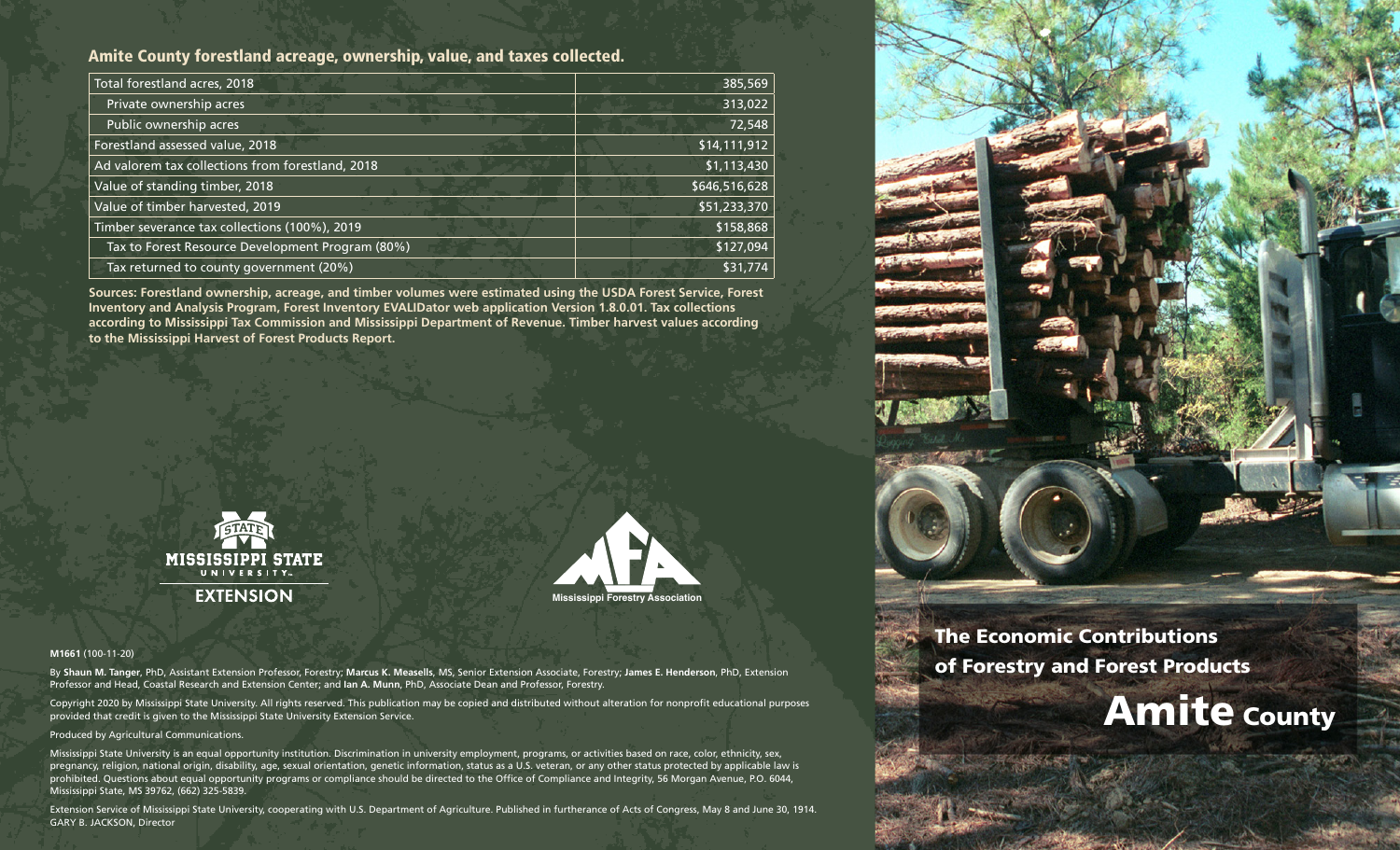## Amite County forestland acreage, ownership, value, and taxes collected.

| | |
|---|---|
| Total forestland acres, 2018 | 385,569 |
| Private ownership acres | 313,022 |
| Public ownership acres | 72,548 |
| Forestland assessed value, 2018 | $14,111,912 |
| Ad valorem tax collections from forestland, 2018 | $1,113,430 |
| Value of standing timber, 2018 | $646,516,628 |
| Value of timber harvested, 2019 | $51,233,370 |
| Timber severance tax collections (100%), 2019 | $158,868 |
| Tax to Forest Resource Development Program (80%) | $127,094 |
| Tax returned to county government (20%) | $31,774 |

**Sources: Forestland ownership, acreage, and timber volumes were estimated using the USDA Forest Service, Forest Inventory and Analysis Program, Forest Inventory EVALIDator web application Version 1.8.0.01. Tax collections according to Mississippi Tax Commission and Mississippi Department of Revenue. Timber harvest values according to the Mississippi Harvest of Forest Products Report.**

MISSISSIPPI STATE UNIVERSITY EXTENSION

Mississippi Forestry Association

**M1661** (100-11-20)

By **Shaun M. Tanger**, PhD, Assistant Extension Professor, Forestry; **Marcus K. Measells**, MS, Senior Extension Associate, Forestry; **James E. Henderson**, PhD, Extension Professor and Head, Coastal Research and Extension Center; and **Ian A. Munn**, PhD, Associate Dean and Professor, Forestry.

Copyright 2020 by Mississippi State University. All rights reserved. This publication may be copied and distributed without alteration for nonprofit educational purposes provided that credit is given to the Mississippi State University Extension Service.

Produced by Agricultural Communications.

Mississippi State University is an equal opportunity institution. Discrimination in university employment, programs, or activities based on race, color, ethnicity, sex, pregnancy, religion, national origin, disability, age, sexual orientation, genetic information, status as a U.S. veteran, or any other status protected by applicable law is prohibited. Questions about equal opportunity programs or compliance should be directed to the Office of Compliance and Integrity, 56 Morgan Avenue, P.O. 6044, Mississippi State, MS 39762, (662) 325-5839.

Extension Service of Mississippi State University, cooperating with U.S. Department of Agriculture. Published in furtherance of Acts of Congress, May 8 and June 30, 1914. GARY B. JACKSON, Director

# The Economic Contributions of Forestry and Forest Products

# Amite County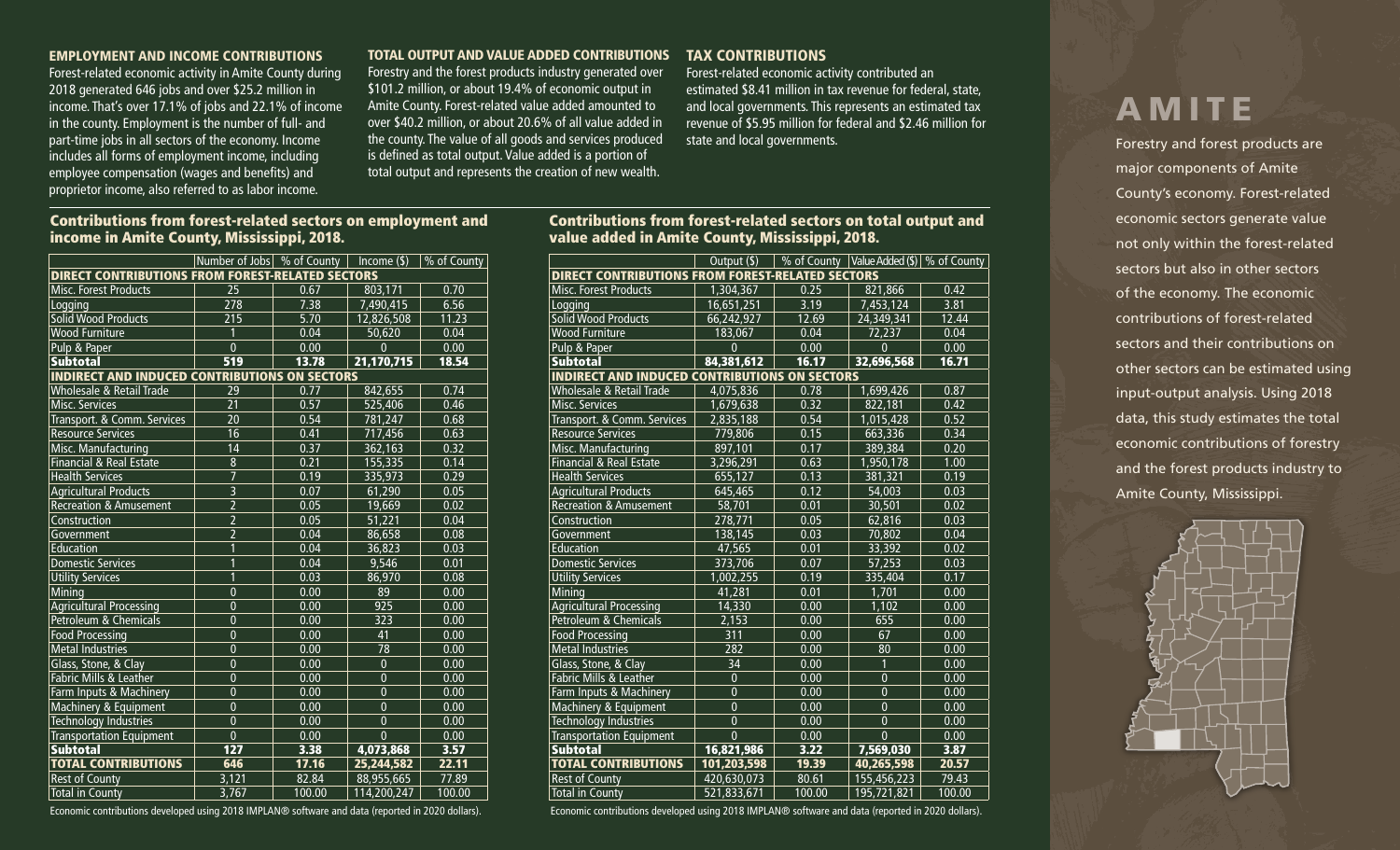### EMPLOYMENT AND INCOME CONTRIBUTIONS

Forest-related economic activity in Amite County during 2018 generated 646 jobs and over $25.2 million in income. That's over 17.1% of jobs and 22.1% of income in the county. Employment is the number of full- and part-time jobs in all sectors of the economy. Income includes all forms of employment income, including employee compensation (wages and benefits) and proprietor income, also referred to as labor income.

### TOTAL OUTPUT AND VALUE ADDED CONTRIBUTIONS

Forestry and the forest products industry generated over $101.2 million, or about 19.4% of economic output in Amite County. Forest-related value added amounted to over $40.2 million, or about 20.6% of all value added in the county. The value of all goods and services produced is defined as total output. Value added is a portion of total output and represents the creation of new wealth.

### TAX CONTRIBUTIONS

Forest-related economic activity contributed an estimated $8.41 million in tax revenue for federal, state, and local governments. This represents an estimated tax revenue of $5.95 million for federal and $2.46 million for state and local governments.

## Contributions from forest-related sectors on employment and income in Amite County, Mississippi, 2018.

| | Number of Jobs | % of County | Income ($) | % of County |
|---|---|---|---|---|
| **DIRECT CONTRIBUTIONS FROM FOREST-RELATED SECTORS** | | | | |
| Misc. Forest Products | 25 | 0.67 | 803,171 | 0.70 |
| Logging | 278 | 7.38 | 7,490,415 | 6.56 |
| Solid Wood Products | 215 | 5.70 | 12,826,508 | 11.23 |
| Wood Furniture | 1 | 0.04 | 50,620 | 0.04 |
| Pulp & Paper | 0 | 0.00 | 0 | 0.00 |
| **Subtotal** | **519** | **13.78** | **21,170,715** | **18.54** |
| **INDIRECT AND INDUCED CONTRIBUTIONS ON SECTORS** | | | | |
| Wholesale & Retail Trade | 29 | 0.77 | 842,655 | 0.74 |
| Misc. Services | 21 | 0.57 | 525,406 | 0.46 |
| Transport. & Comm. Services | 20 | 0.54 | 781,247 | 0.68 |
| Resource Services | 16 | 0.41 | 717,456 | 0.63 |
| Misc. Manufacturing | 14 | 0.37 | 362,163 | 0.32 |
| Financial & Real Estate | 8 | 0.21 | 155,335 | 0.14 |
| Health Services | 7 | 0.19 | 335,973 | 0.29 |
| Agricultural Products | 3 | 0.07 | 61,290 | 0.05 |
| Recreation & Amusement | 2 | 0.05 | 19,669 | 0.02 |
| Construction | 2 | 0.05 | 51,221 | 0.04 |
| Government | 2 | 0.04 | 86,658 | 0.08 |
| Education | 1 | 0.04 | 36,823 | 0.03 |
| Domestic Services | 1 | 0.04 | 9,546 | 0.01 |
| Utility Services | 1 | 0.03 | 86,970 | 0.08 |
| Mining | 0 | 0.00 | 89 | 0.00 |
| Agricultural Processing | 0 | 0.00 | 925 | 0.00 |
| Petroleum & Chemicals | 0 | 0.00 | 323 | 0.00 |
| Food Processing | 0 | 0.00 | 41 | 0.00 |
| Metal Industries | 0 | 0.00 | 78 | 0.00 |
| Glass, Stone, & Clay | 0 | 0.00 | 0 | 0.00 |
| Fabric Mills & Leather | 0 | 0.00 | 0 | 0.00 |
| Farm Inputs & Machinery | 0 | 0.00 | 0 | 0.00 |
| Machinery & Equipment | 0 | 0.00 | 0 | 0.00 |
| Technology Industries | 0 | 0.00 | 0 | 0.00 |
| Transportation Equipment | 0 | 0.00 | 0 | 0.00 |
| **Subtotal** | **127** | **3.38** | **4,073,868** | **3.57** |
| **TOTAL CONTRIBUTIONS** | **646** | **17.16** | **25,244,582** | **22.11** |
| Rest of County | 3,121 | 82.84 | 88,955,665 | 77.89 |
| Total in County | 3,767 | 100.00 | 114,200,247 | 100.00 |

Economic contributions developed using 2018 IMPLAN® software and data (reported in 2020 dollars).

## Contributions from forest-related sectors on total output and value added in Amite County, Mississippi, 2018.

| | Output ($) | % of County | Value Added ($) | % of County |
|---|---|---|---|---|
| **DIRECT CONTRIBUTIONS FROM FOREST-RELATED SECTORS** | | | | |
| Misc. Forest Products | 1,304,367 | 0.25 | 821,866 | 0.42 |
| Logging | 16,651,251 | 3.19 | 7,453,124 | 3.81 |
| Solid Wood Products | 66,242,927 | 12.69 | 24,349,341 | 12.44 |
| Wood Furniture | 183,067 | 0.04 | 72,237 | 0.04 |
| Pulp & Paper | 0 | 0.00 | 0 | 0.00 |
| **Subtotal** | **84,381,612** | **16.17** | **32,696,568** | **16.71** |
| **INDIRECT AND INDUCED CONTRIBUTIONS ON SECTORS** | | | | |
| Wholesale & Retail Trade | 4,075,836 | 0.78 | 1,699,426 | 0.87 |
| Misc. Services | 1,679,638 | 0.32 | 822,181 | 0.42 |
| Transport. & Comm. Services | 2,835,188 | 0.54 | 1,015,428 | 0.52 |
| Resource Services | 779,806 | 0.15 | 663,336 | 0.34 |
| Misc. Manufacturing | 897,101 | 0.17 | 389,384 | 0.20 |
| Financial & Real Estate | 3,296,291 | 0.63 | 1,950,178 | 1.00 |
| Health Services | 655,127 | 0.13 | 381,321 | 0.19 |
| Agricultural Products | 645,465 | 0.12 | 54,003 | 0.03 |
| Recreation & Amusement | 58,701 | 0.01 | 30,501 | 0.02 |
| Construction | 278,771 | 0.05 | 62,816 | 0.03 |
| Government | 138,145 | 0.03 | 70,802 | 0.04 |
| Education | 47,565 | 0.01 | 33,392 | 0.02 |
| Domestic Services | 373,706 | 0.07 | 57,253 | 0.03 |
| Utility Services | 1,002,255 | 0.19 | 335,404 | 0.17 |
| Mining | 41,281 | 0.01 | 1,701 | 0.00 |
| Agricultural Processing | 14,330 | 0.00 | 1,102 | 0.00 |
| Petroleum & Chemicals | 2,153 | 0.00 | 655 | 0.00 |
| Food Processing | 311 | 0.00 | 67 | 0.00 |
| Metal Industries | 282 | 0.00 | 80 | 0.00 |
| Glass, Stone, & Clay | 34 | 0.00 | 1 | 0.00 |
| Fabric Mills & Leather | 0 | 0.00 | 0 | 0.00 |
| Farm Inputs & Machinery | 0 | 0.00 | 0 | 0.00 |
| Machinery & Equipment | 0 | 0.00 | 0 | 0.00 |
| Technology Industries | 0 | 0.00 | 0 | 0.00 |
| Transportation Equipment | 0 | 0.00 | 0 | 0.00 |
| **Subtotal** | **16,821,986** | **3.22** | **7,569,030** | **3.87** |
| **TOTAL CONTRIBUTIONS** | **101,203,598** | **19.39** | **40,265,598** | **20.57** |
| Rest of County | 420,630,073 | 80.61 | 155,456,223 | 79.43 |
| Total in County | 521,833,671 | 100.00 | 195,721,821 | 100.00 |

Economic contributions developed using 2018 IMPLAN® software and data (reported in 2020 dollars).

# AMITE

Forestry and forest products are major components of Amite County's economy. Forest-related economic sectors generate value not only within the forest-related sectors but also in other sectors of the economy. The economic contributions of forest-related sectors and their contributions on other sectors can be estimated using input-output analysis. Using 2018 data, this study estimates the total economic contributions of forestry and the forest products industry to Amite County, Mississippi.